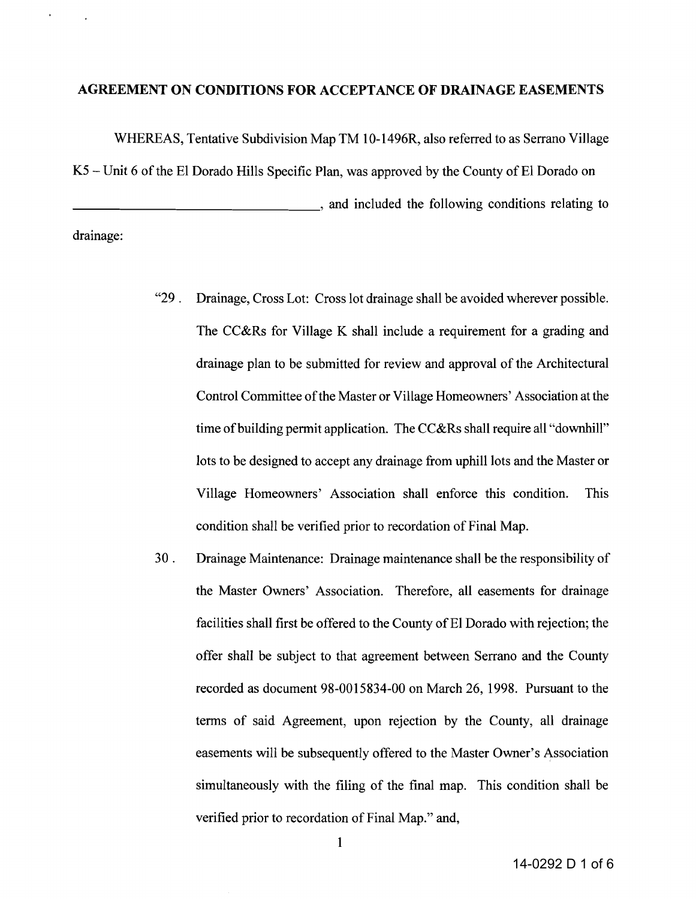# AGREEMENT ON CONDITIONS FOR ACCEPTANCE OF DRAINAGE EASEMENTS

WHEREAS, Tentative Subdivision Map TM 10-1496R, also referred to as Serrano Village K5 – Unit 6 of the El Dorado Hills Specific Plan, was approved by the County of El Dorado on \_\_\_\_\_\_\_\_\_\_\_\_\_\_\_\_\_\_\_\_\_\_\_\_\_\_\_\_\_\_\_\_\_\_, and included the following conditions relating to drainage:

> "29 . Drainage, Cross Lot: Cross lot drainage shall be avoided wherever possible. The CC&Rs for Village K shall include a requirement for a grading and drainage plan to be submitted for review and approval of the Architectural Control Committee of the Master or Village Homeowners' Association at the time of building permit application. The CC&Rs shall require all "downhill" lots to be designed to accept any drainage from uphill lots and the Master or Village Homeowners' Association shall enforce this condition. This condition shall be verified prior to recordation of Final Map.
>
> 30 . Drainage Maintenance: Drainage maintenance shall be the responsibility of the Master Owners' Association. Therefore, all easements for drainage facilities shall first be offered to the County of El Dorado with rejection; the offer shall be subject to that agreement between Serrano and the County recorded as document 98-0015834-00 on March 26, 1998. Pursuant to the terms of said Agreement, upon rejection by the County, all drainage easements will be subsequently offered to the Master Owner's Association simultaneously with the filing of the final map. This condition shall be verified prior to recordation of Final Map." and,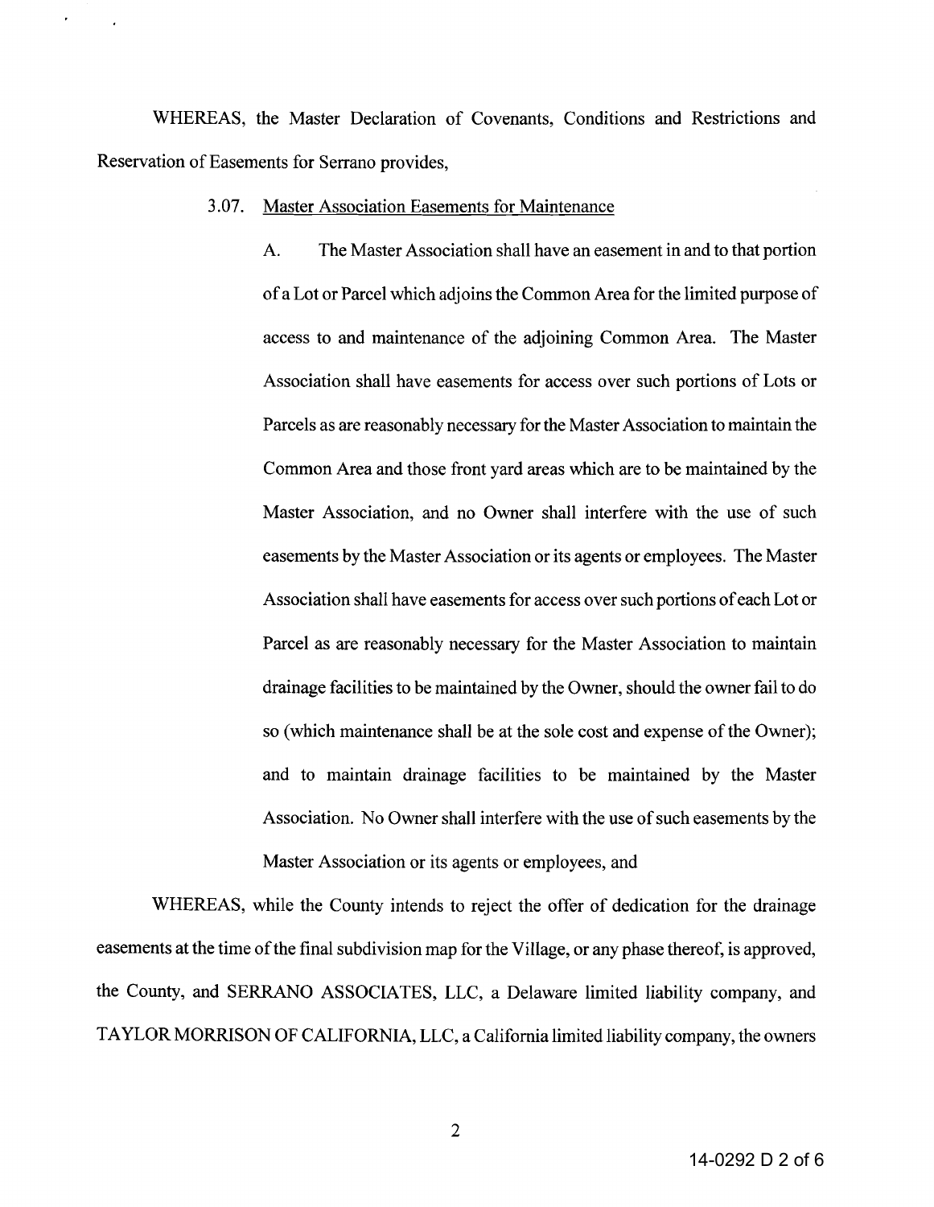WHEREAS, the Master Declaration of Covenants, Conditions and Restrictions and Reservation of Easements for Serrano provides,

3.07. Master Association Easements for Maintenance

A. The Master Association shall have an easement in and to that portion of a Lot or Parcel which adjoins the Common Area for the limited purpose of access to and maintenance of the adjoining Common Area. The Master Association shall have easements for access over such portions of Lots or Parcels as are reasonably necessary for the Master Association to maintain the Common Area and those front yard areas which are to be maintained by the Master Association, and no Owner shall interfere with the use of such easements by the Master Association or its agents or employees. The Master Association shall have easements for access over such portions of each Lot or Parcel as are reasonably necessary for the Master Association to maintain drainage facilities to be maintained by the Owner, should the owner fail to do so (which maintenance shall be at the sole cost and expense of the Owner); and to maintain drainage facilities to be maintained by the Master Association. No Owner shall interfere with the use of such easements by the Master Association or its agents or employees, and

WHEREAS, while the County intends to reject the offer of dedication for the drainage easements at the time of the final subdivision map for the Village, or any phase thereof, is approved, the County, and SERRANO ASSOCIATES, LLC, a Delaware limited liability company, and TAYLOR MORRISON OF CALIFORNIA, LLC, a California limited liability company, the owners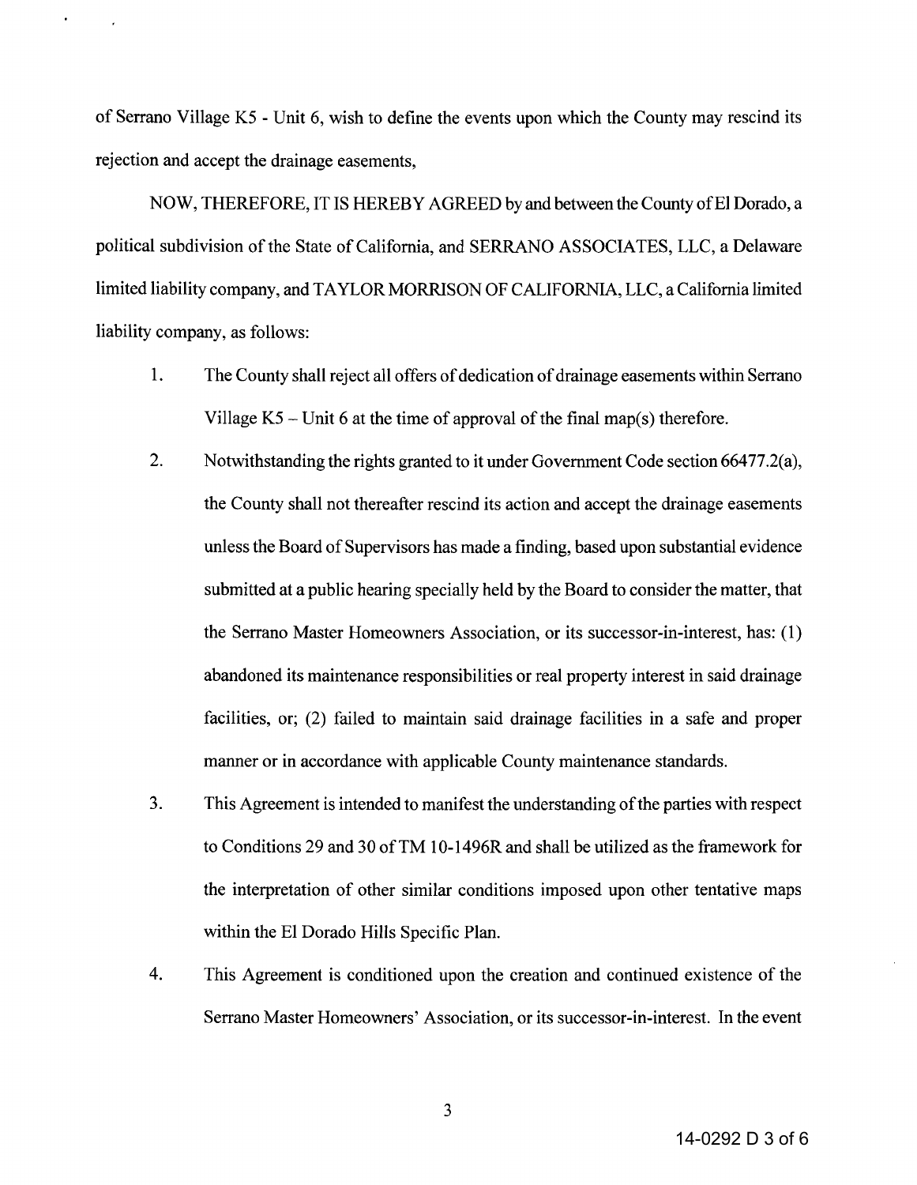of Serrano Village K5 - Unit 6, wish to define the events upon which the County may rescind its rejection and accept the drainage easements,

NOW, THEREFORE, IT IS HEREBY AGREED by and between the County of El Dorado, a political subdivision of the State of California, and SERRANO ASSOCIATES, LLC, a Delaware limited liability company, and TAYLOR MORRISON OF CALIFORNIA, LLC, a California limited liability company, as follows:

1. The County shall reject all offers of dedication of drainage easements within Serrano Village K5 – Unit 6 at the time of approval of the final map(s) therefore.

2. Notwithstanding the rights granted to it under Government Code section 66477.2(a), the County shall not thereafter rescind its action and accept the drainage easements unless the Board of Supervisors has made a finding, based upon substantial evidence submitted at a public hearing specially held by the Board to consider the matter, that the Serrano Master Homeowners Association, or its successor-in-interest, has: (1) abandoned its maintenance responsibilities or real property interest in said drainage facilities, or; (2) failed to maintain said drainage facilities in a safe and proper manner or in accordance with applicable County maintenance standards.

3. This Agreement is intended to manifest the understanding of the parties with respect to Conditions 29 and 30 of TM 10-1496R and shall be utilized as the framework for the interpretation of other similar conditions imposed upon other tentative maps within the El Dorado Hills Specific Plan.

4. This Agreement is conditioned upon the creation and continued existence of the Serrano Master Homeowners' Association, or its successor-in-interest. In the event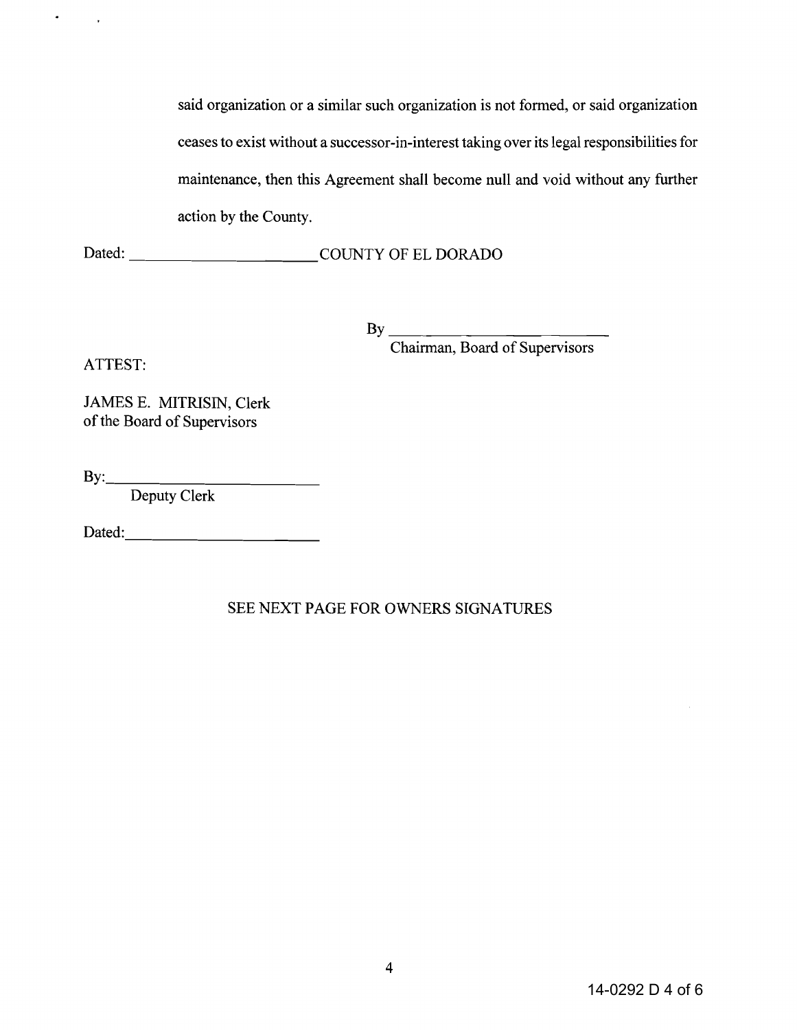said organization or a similar such organization is not formed, or said organization ceases to exist without a successor-in-interest taking over its legal responsibilities for maintenance, then this Agreement shall become null and void without any further action by the County.

Dated: ______________________ COUNTY OF EL DORADO

By ____________________________
Chairman, Board of Supervisors

ATTEST:

JAMES E. MITRISIN, Clerk
of the Board of Supervisors

By:____________________________
Deputy Clerk

Dated:__________________________

SEE NEXT PAGE FOR OWNERS SIGNATURES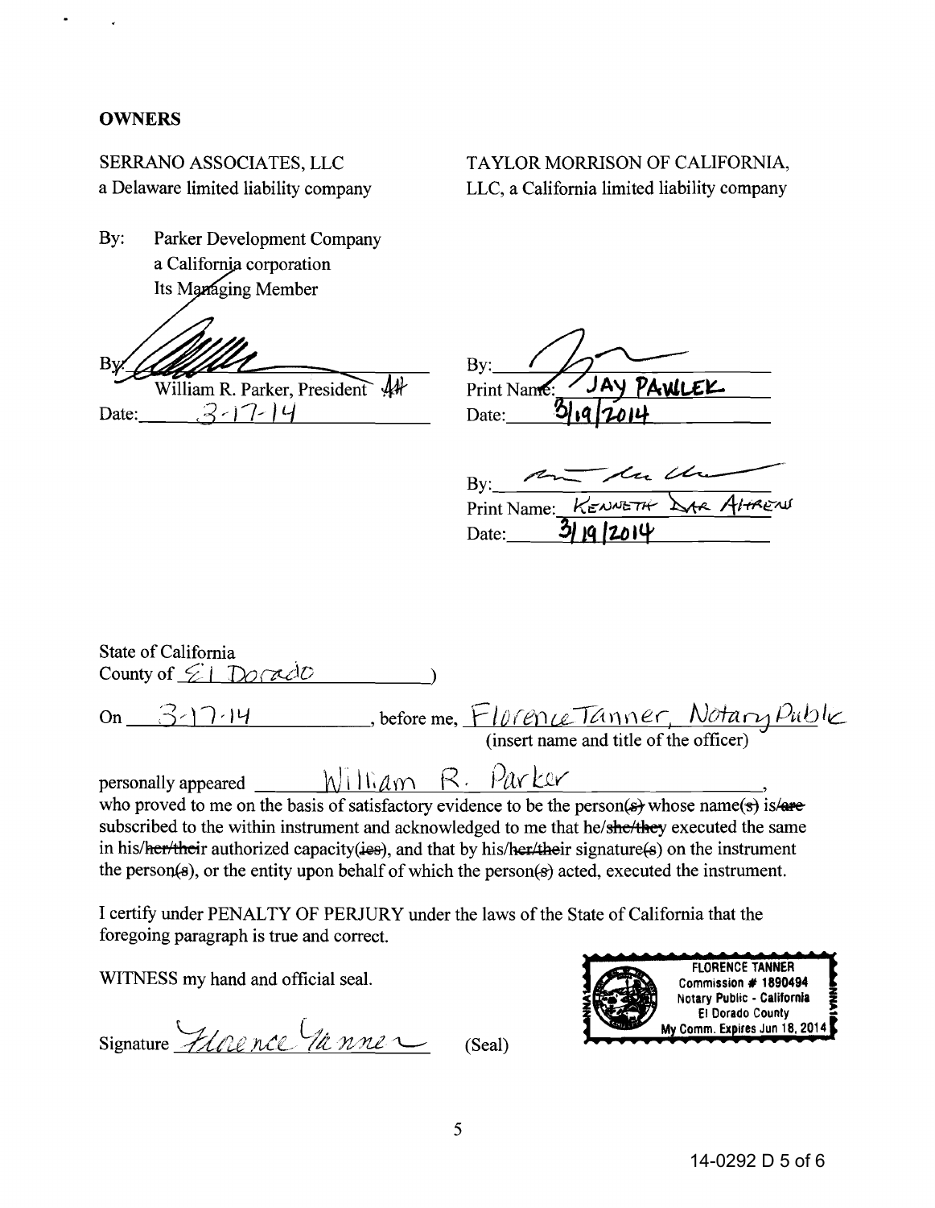**OWNERS**

SERRANO ASSOCIATES, LLC
a Delaware limited liability company

By: Parker Development Company
a California corporation
Its Managing Member

By: _______________
William R. Parker, President
Date: 3-17-14

TAYLOR MORRISON OF CALIFORNIA, LLC, a California limited liability company

By: _______________
Print Name: JAY PAWLEK
Date: 3/19/2014

By: _______________
Print Name: KENNETH DAR AHRENS
Date: 3/19/2014

State of California
County of El Dorado )

On 3-17-14, before me, Florence Tanner, Notary Public
(insert name and title of the officer)

personally appeared William R. Parker,
who proved to me on the basis of satisfactory evidence to be the person~~(s)~~ whose name~~(s)~~ is~~/are~~ subscribed to the within instrument and acknowledged to me that he/~~she/they~~ executed the same in his/~~her/their~~ authorized capacity~~(ies)~~, and that by his/~~her/their~~ signature~~(s)~~ on the instrument the person~~(s)~~, or the entity upon behalf of which the person~~(s)~~ acted, executed the instrument.

I certify under PENALTY OF PERJURY under the laws of the State of California that the foregoing paragraph is true and correct.

WITNESS my hand and official seal.

Signature Florence Tanner (Seal)

FLORENCE TANNER
Commission # 1890494
Notary Public - California
El Dorado County
My Comm. Expires Jun 18, 2014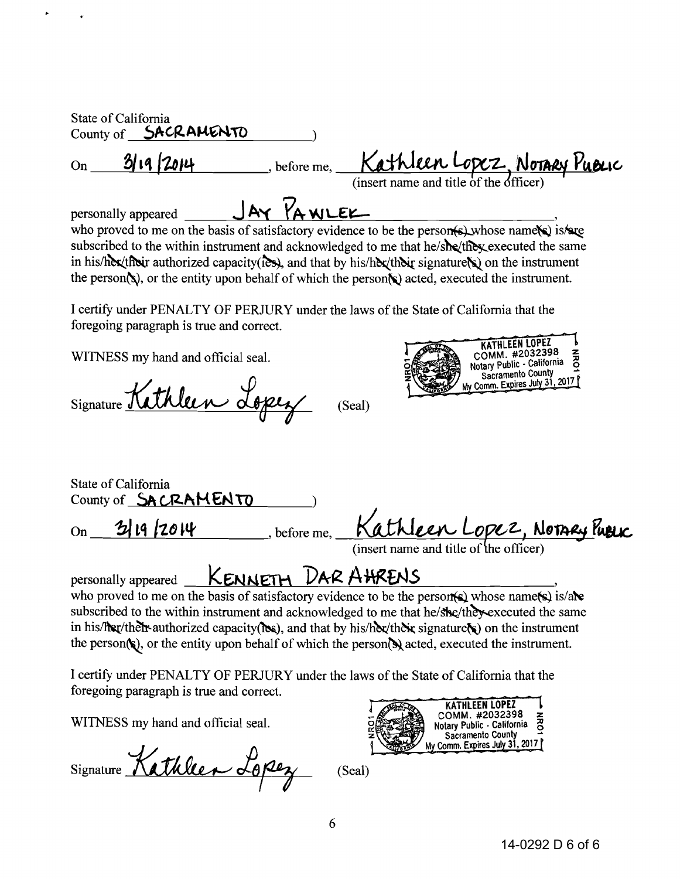State of California
County of SACRAMENTO )

On 3/19/2014, before me, Kathleen Lopez, Notary Public
(insert name and title of the officer)

personally appeared JAY PAWLEK,
who proved to me on the basis of satisfactory evidence to be the person(s) whose name(s) is/are subscribed to the within instrument and acknowledged to me that he/she/they executed the same in his/her/their authorized capacity(ies), and that by his/her/their signature(s) on the instrument the person(s), or the entity upon behalf of which the person(s) acted, executed the instrument.

I certify under PENALTY OF PERJURY under the laws of the State of California that the foregoing paragraph is true and correct.

WITNESS my hand and official seal.

KATHLEEN LOPEZ
COMM. #2032398
Notary Public - California
Sacramento County
My Comm. Expires July 31, 2017

Signature Kathleen Lopez (Seal)

State of California
County of SACRAMENTO )

On 3/19/2014, before me, Kathleen Lopez, Notary Public
(insert name and title of the officer)

personally appeared KENNETH DAR AHRENS,
who proved to me on the basis of satisfactory evidence to be the person(s) whose name(s) is/are subscribed to the within instrument and acknowledged to me that he/she/they executed the same in his/her/their authorized capacity(ies), and that by his/her/their signature(s) on the instrument the person(s), or the entity upon behalf of which the person(s) acted, executed the instrument.

I certify under PENALTY OF PERJURY under the laws of the State of California that the foregoing paragraph is true and correct.

WITNESS my hand and official seal.

KATHLEEN LOPEZ
COMM. #2032398
Notary Public - California
Sacramento County
My Comm. Expires July 31, 2017

Signature Kathleen Lopez (Seal)

14-0292 D 6 of 6